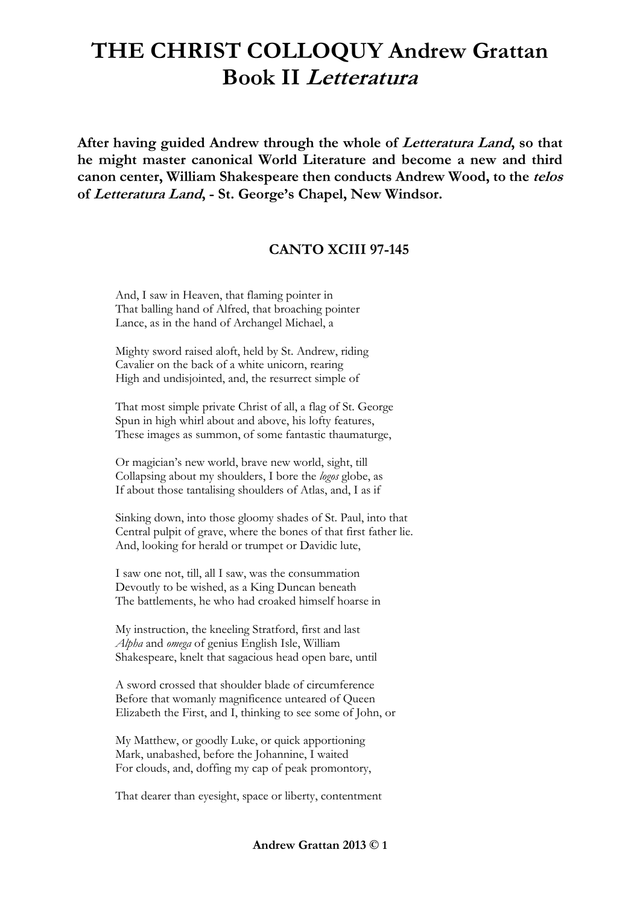# THE CHRIST COLLOQUY Andrew Grattan Book II *Letteratura*

**After having guided Andrew through the whole of *Letteratura Land*, so that he might master canonical World Literature and become a new and third canon center, William Shakespeare then conducts Andrew Wood, to the *telos* of *Letteratura Land*, - St. George's Chapel, New Windsor.**

## CANTO XCIII 97-145

And, I saw in Heaven, that flaming pointer in  
That balling hand of Alfred, that broaching pointer  
Lance, as in the hand of Archangel Michael, a

Mighty sword raised aloft, held by St. Andrew, riding  
Cavalier on the back of a white unicorn, rearing  
High and undisjointed, and, the resurrect simple of

That most simple private Christ of all, a flag of St. George  
Spun in high whirl about and above, his lofty features,  
These images as summon, of some fantastic thaumaturge,

Or magician's new world, brave new world, sight, till  
Collapsing about my shoulders, I bore the *logos* globe, as  
If about those tantalising shoulders of Atlas, and, I as if

Sinking down, into those gloomy shades of St. Paul, into that  
Central pulpit of grave, where the bones of that first father lie.  
And, looking for herald or trumpet or Davidic lute,

I saw one not, till, all I saw, was the consummation  
Devoutly to be wished, as a King Duncan beneath  
The battlements, he who had croaked himself hoarse in

My instruction, the kneeling Stratford, first and last  
*Alpha* and *omega* of genius English Isle, William  
Shakespeare, knelt that sagacious head open bare, until

A sword crossed that shoulder blade of circumference  
Before that womanly magnificence unteared of Queen  
Elizabeth the First, and I, thinking to see some of John, or

My Matthew, or goodly Luke, or quick apportioning  
Mark, unabashed, before the Johannine, I waited  
For clouds, and, doffing my cap of peak promontory,

That dearer than eyesight, space or liberty, contentment

**Andrew Grattan 2013 ©**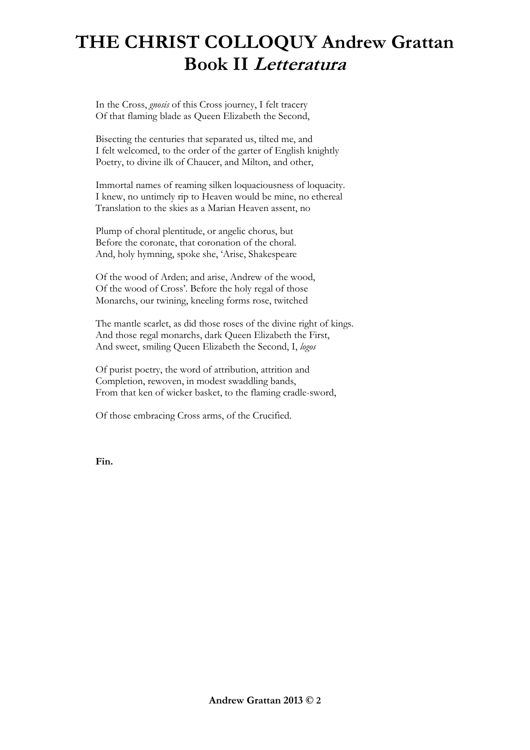# THE CHRIST COLLOQUY Andrew Grattan
# Book II *Letteratura*

In the Cross, *gnosis* of this Cross journey, I felt tracery
Of that flaming blade as Queen Elizabeth the Second,

Bisecting the centuries that separated us, tilted me, and
I felt welcomed, to the order of the garter of English knightly
Poetry, to divine ilk of Chaucer, and Milton, and other,

Immortal names of reaming silken loquaciousness of loquacity.
I knew, no untimely rip to Heaven would be mine, no ethereal
Translation to the skies as a Marian Heaven assent, no

Plump of choral plentitude, or angelic chorus, but
Before the coronate, that coronation of the choral.
And, holy hymning, spoke she, 'Arise, Shakespeare

Of the wood of Arden; and arise, Andrew of the wood,
Of the wood of Cross'. Before the holy regal of those
Monarchs, our twining, kneeling forms rose, twitched

The mantle scarlet, as did those roses of the divine right of kings.
And those regal monarchs, dark Queen Elizabeth the First,
And sweet, smiling Queen Elizabeth the Second, I, *logos*

Of purist poetry, the word of attribution, attrition and
Completion, rewoven, in modest swaddling bands,
From that ken of wicker basket, to the flaming cradle-sword,

Of those embracing Cross arms, of the Crucified.

**Fin.**

**Andrew Grattan 2013 ©**